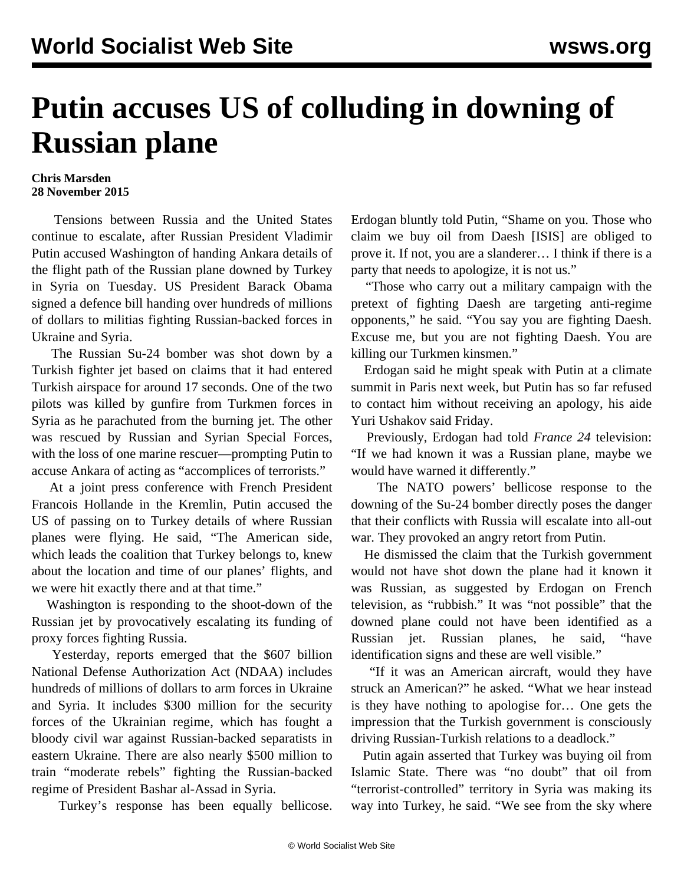# Putin accuses US of colluding in downing of Russian plane

**Chris Marsden**
**28 November 2015**

Tensions between Russia and the United States continue to escalate, after Russian President Vladimir Putin accused Washington of handing Ankara details of the flight path of the Russian plane downed by Turkey in Syria on Tuesday. US President Barack Obama signed a defence bill handing over hundreds of millions of dollars to militias fighting Russian-backed forces in Ukraine and Syria.

The Russian Su-24 bomber was shot down by a Turkish fighter jet based on claims that it had entered Turkish airspace for around 17 seconds. One of the two pilots was killed by gunfire from Turkmen forces in Syria as he parachuted from the burning jet. The other was rescued by Russian and Syrian Special Forces, with the loss of one marine rescuer—prompting Putin to accuse Ankara of acting as "accomplices of terrorists."

At a joint press conference with French President Francois Hollande in the Kremlin, Putin accused the US of passing on to Turkey details of where Russian planes were flying. He said, "The American side, which leads the coalition that Turkey belongs to, knew about the location and time of our planes' flights, and we were hit exactly there and at that time."

Washington is responding to the shoot-down of the Russian jet by provocatively escalating its funding of proxy forces fighting Russia.

Yesterday, reports emerged that the $607 billion National Defense Authorization Act (NDAA) includes hundreds of millions of dollars to arm forces in Ukraine and Syria. It includes $300 million for the security forces of the Ukrainian regime, which has fought a bloody civil war against Russian-backed separatists in eastern Ukraine. There are also nearly $500 million to train "moderate rebels" fighting the Russian-backed regime of President Bashar al-Assad in Syria.

Turkey's response has been equally bellicose. Erdogan bluntly told Putin, "Shame on you. Those who claim we buy oil from Daesh [ISIS] are obliged to prove it. If not, you are a slanderer… I think if there is a party that needs to apologize, it is not us."

"Those who carry out a military campaign with the pretext of fighting Daesh are targeting anti-regime opponents," he said. "You say you are fighting Daesh. Excuse me, but you are not fighting Daesh. You are killing our Turkmen kinsmen."

Erdogan said he might speak with Putin at a climate summit in Paris next week, but Putin has so far refused to contact him without receiving an apology, his aide Yuri Ushakov said Friday.

Previously, Erdogan had told *France 24* television: "If we had known it was a Russian plane, maybe we would have warned it differently."

The NATO powers' bellicose response to the downing of the Su-24 bomber directly poses the danger that their conflicts with Russia will escalate into all-out war. They provoked an angry retort from Putin.

He dismissed the claim that the Turkish government would not have shot down the plane had it known it was Russian, as suggested by Erdogan on French television, as "rubbish." It was "not possible" that the downed plane could not have been identified as a Russian jet. Russian planes, he said, "have identification signs and these are well visible."

"If it was an American aircraft, would they have struck an American?" he asked. "What we hear instead is they have nothing to apologise for… One gets the impression that the Turkish government is consciously driving Russian-Turkish relations to a deadlock."

Putin again asserted that Turkey was buying oil from Islamic State. There was "no doubt" that oil from "terrorist-controlled" territory in Syria was making its way into Turkey, he said. "We see from the sky where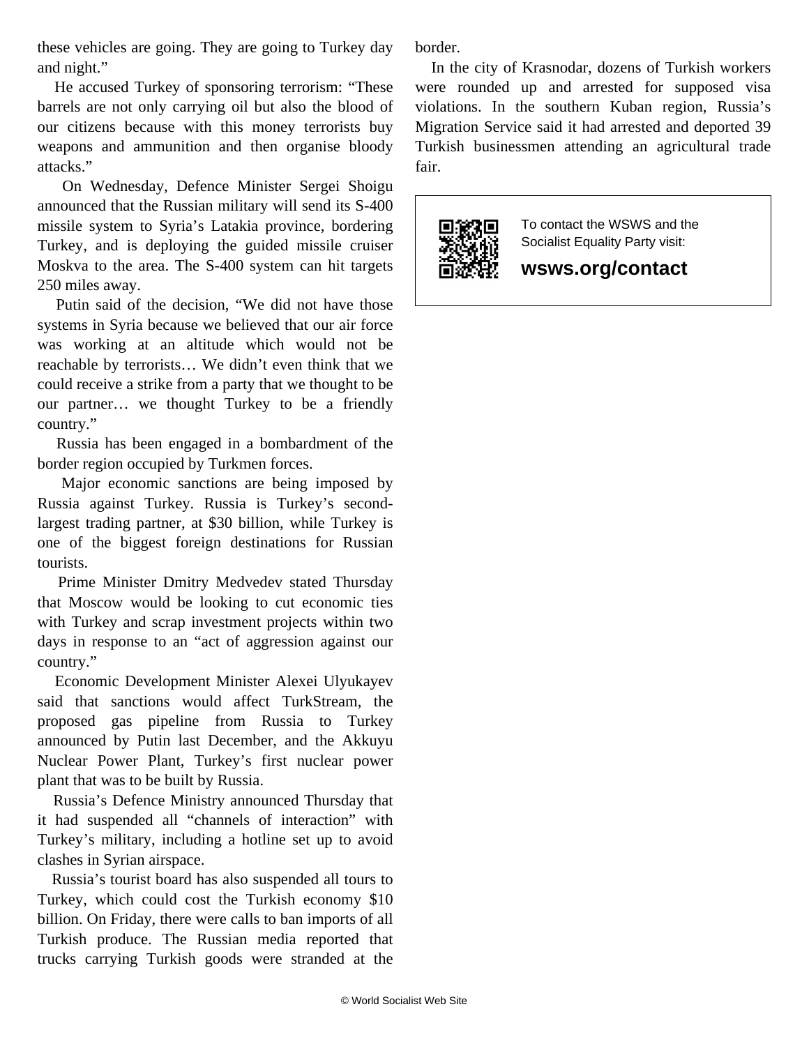these vehicles are going. They are going to Turkey day and night."

He accused Turkey of sponsoring terrorism: "These barrels are not only carrying oil but also the blood of our citizens because with this money terrorists buy weapons and ammunition and then organise bloody attacks."

On Wednesday, Defence Minister Sergei Shoigu announced that the Russian military will send its S-400 missile system to Syria's Latakia province, bordering Turkey, and is deploying the guided missile cruiser Moskva to the area. The S-400 system can hit targets 250 miles away.

Putin said of the decision, "We did not have those systems in Syria because we believed that our air force was working at an altitude which would not be reachable by terrorists… We didn't even think that we could receive a strike from a party that we thought to be our partner… we thought Turkey to be a friendly country."

Russia has been engaged in a bombardment of the border region occupied by Turkmen forces.

Major economic sanctions are being imposed by Russia against Turkey. Russia is Turkey's second-largest trading partner, at $30 billion, while Turkey is one of the biggest foreign destinations for Russian tourists.

Prime Minister Dmitry Medvedev stated Thursday that Moscow would be looking to cut economic ties with Turkey and scrap investment projects within two days in response to an "act of aggression against our country."

Economic Development Minister Alexei Ulyukayev said that sanctions would affect TurkStream, the proposed gas pipeline from Russia to Turkey announced by Putin last December, and the Akkuyu Nuclear Power Plant, Turkey's first nuclear power plant that was to be built by Russia.

Russia's Defence Ministry announced Thursday that it had suspended all "channels of interaction" with Turkey's military, including a hotline set up to avoid clashes in Syrian airspace.

Russia's tourist board has also suspended all tours to Turkey, which could cost the Turkish economy $10 billion. On Friday, there were calls to ban imports of all Turkish produce. The Russian media reported that trucks carrying Turkish goods were stranded at the border.

In the city of Krasnodar, dozens of Turkish workers were rounded up and arrested for supposed visa violations. In the southern Kuban region, Russia's Migration Service said it had arrested and deported 39 Turkish businessmen attending an agricultural trade fair.

To contact the WSWS and the Socialist Equality Party visit:

**wsws.org/contact**